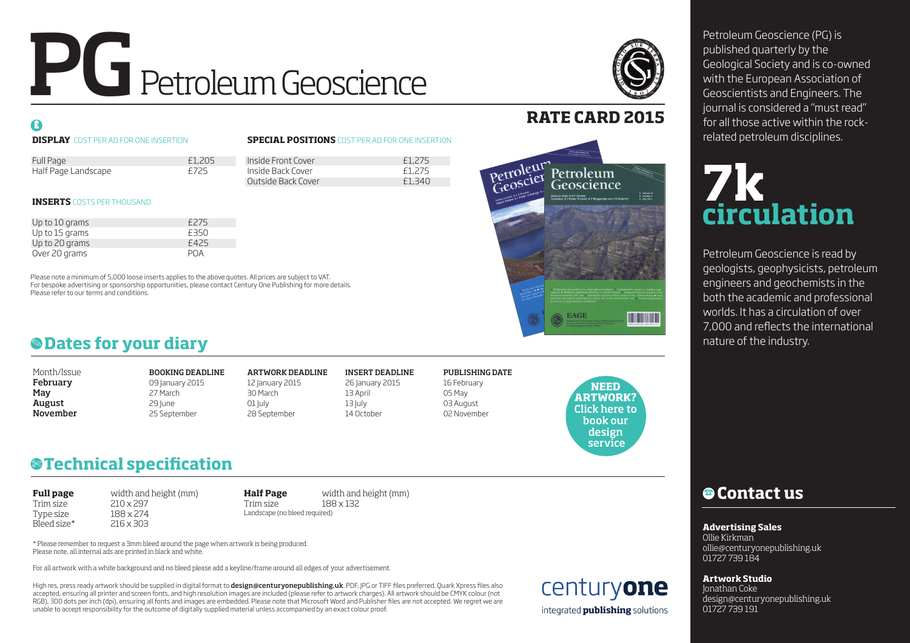# PG Petroleum Geoscience

## RATE CARD 2015

Petroleum Geoscience (PG) is published quarterly by the Geological Society and is co-owned with the European Association of Geoscientists and Engineers. The journal is considered a "must read" for all those active within the rock-related petroleum disciplines.

**7k circulation**

Petroleum Geoscience is read by geologists, geophysicists, petroleum engineers and geochemists in the both the academic and professional worlds. It has a circulation of over 7,000 and reflects the international nature of the industry.

£

**DISPLAY** COST PER AD FOR ONE INSERTION

| | |
|---|---|
| Full Page | £1,205 |
| Half Page Landscape | £725 |

**SPECIAL POSITIONS** COST PER AD FOR ONE INSERTION

| | |
|---|---|
| Inside Front Cover | £1,275 |
| Inside Back Cover | £1,275 |
| Outside Back Cover | £1,340 |

**INSERTS** COSTS PER THOUSAND

| | |
|---|---|
| Up to 10 grams | £275 |
| Up to 15 grams | £350 |
| Up to 20 grams | £425 |
| Over 20 grams | POA |

Please note a minimum of 5,000 loose inserts applies to the above quotes. All prices are subject to VAT.
For bespoke advertising or sponsorship opportunities, please contact Century One Publishing for more details.
Please refer to our terms and conditions.

## Dates for your diary

| Month/Issue | BOOKING DEADLINE | ARTWORK DEADLINE | INSERT DEADLINE | PUBLISHING DATE |
|---|---|---|---|---|
| **February** | 09 January 2015 | 12 January 2015 | 26 January 2015 | 16 February |
| **May** | 27 March | 30 March | 13 April | 05 May |
| **August** | 29 June | 01 July | 13 July | 03 August |
| **November** | 25 September | 28 September | 14 October | 02 November |

**NEED ARTWORK?** Click here to book our design service

## Technical specification

| **Full page** | width and height (mm) |
|---|---|
| Trim size | 210 x 297 |
| Type size | 188 x 274 |
| Bleed size* | 216 x 303 |

| **Half Page** | width and height (mm) |
|---|---|
| Trim size | 188 x 132 |

Landscape (no bleed required)

* Please remember to request a 3mm bleed around the page when artwork is being produced.
Please note, all internal ads are printed in black and white.

For all artwork with a white background and no bleed please add a keyline/frame around all edges of your advertisement.

High res, press ready artwork should be supplied in digital format to **design@centuryonepublishing.uk**. PDF, JPG or TIFF files preferred. Quark Xpress files also accepted, ensuring all printer and screen fonts, and high resolution images are included (please refer to artwork charges). All artwork should be CMYK colour (not RGB), 300 dots per inch (dpi), ensuring all fonts and images are embedded. Please note that Microsoft Word and Publisher files are not accepted. We regret we are unable to accept responsibility for the outcome of digitally supplied material unless accompanied by an exact colour proof.

centuryone
integrated **publishing** solutions

## Contact us

**Advertising Sales**
Ollie Kirkman
ollie@centuryonepublishing.uk
01727 739 184

**Artwork Studio**
Jonathan Coke
design@centuryonepublishing.uk
01727 739 191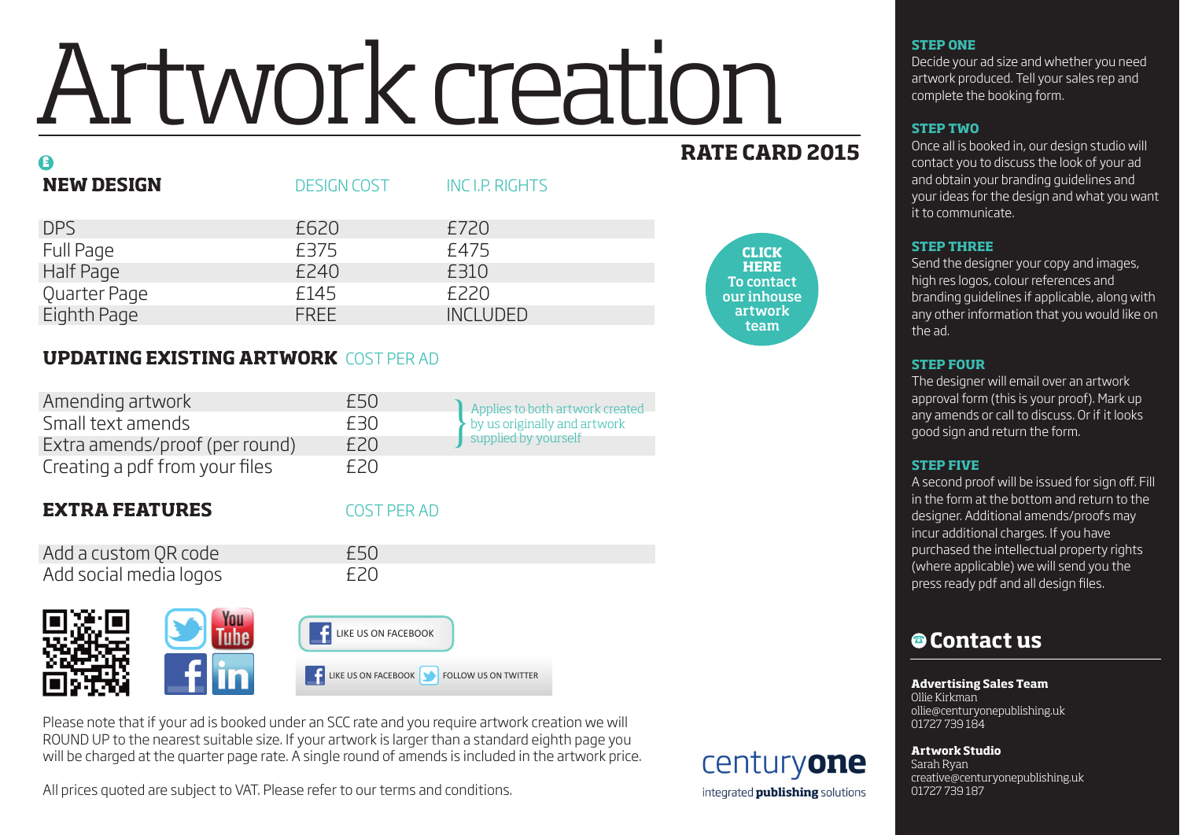# Artwork creation

## RATE CARD 2015

| NEW DESIGN | DESIGN COST | INC I.P. RIGHTS |
| --- | --- | --- |
| DPS | £620 | £720 |
| Full Page | £375 | £475 |
| Half Page | £240 | £310 |
| Quarter Page | £145 | £220 |
| Eighth Page | FREE | INCLUDED |

**CLICK HERE** To contact our inhouse artwork team

| UPDATING EXISTING ARTWORK | COST PER AD | |
| --- | --- | --- |
| Amending artwork | £50 | Applies to both artwork created by us originally and artwork supplied by yourself |
| Small text amends | £30 | |
| Extra amends/proof (per round) | £20 | |
| Creating a pdf from your files | £20 | |

| EXTRA FEATURES | COST PER AD |
| --- | --- |
| Add a custom QR code | £50 |
| Add social media logos | £20 |

LIKE US ON FACEBOOK

LIKE US ON FACEBOOK FOLLOW US ON TWITTER

Please note that if your ad is booked under an SCC rate and you require artwork creation we will ROUND UP to the nearest suitable size. If your artwork is larger than a standard eighth page you will be charged at the quarter page rate. A single round of amends is included in the artwork price.

All prices quoted are subject to VAT. Please refer to our terms and conditions.

centuryone
integrated **publishing** solutions

**STEP ONE**
Decide your ad size and whether you need artwork produced. Tell your sales rep and complete the booking form.

**STEP TWO**
Once all is booked in, our design studio will contact you to discuss the look of your ad and obtain your branding guidelines and your ideas for the design and what you want it to communicate.

**STEP THREE**
Send the designer your copy and images, high res logos, colour references and branding guidelines if applicable, along with any other information that you would like on the ad.

**STEP FOUR**
The designer will email over an artwork approval form (this is your proof). Mark up any amends or call to discuss. Or if it looks good sign and return the form.

**STEP FIVE**
A second proof will be issued for sign off. Fill in the form at the bottom and return to the designer. Additional amends/proofs may incur additional charges. If you have purchased the intellectual property rights (where applicable) we will send you the press ready pdf and all design files.

## Contact us

**Advertising Sales Team**
Ollie Kirkman
ollie@centuryonepublishing.uk
01727 739 184

**Artwork Studio**
Sarah Ryan
creative@centuryonepublishing.uk
01727 739 187